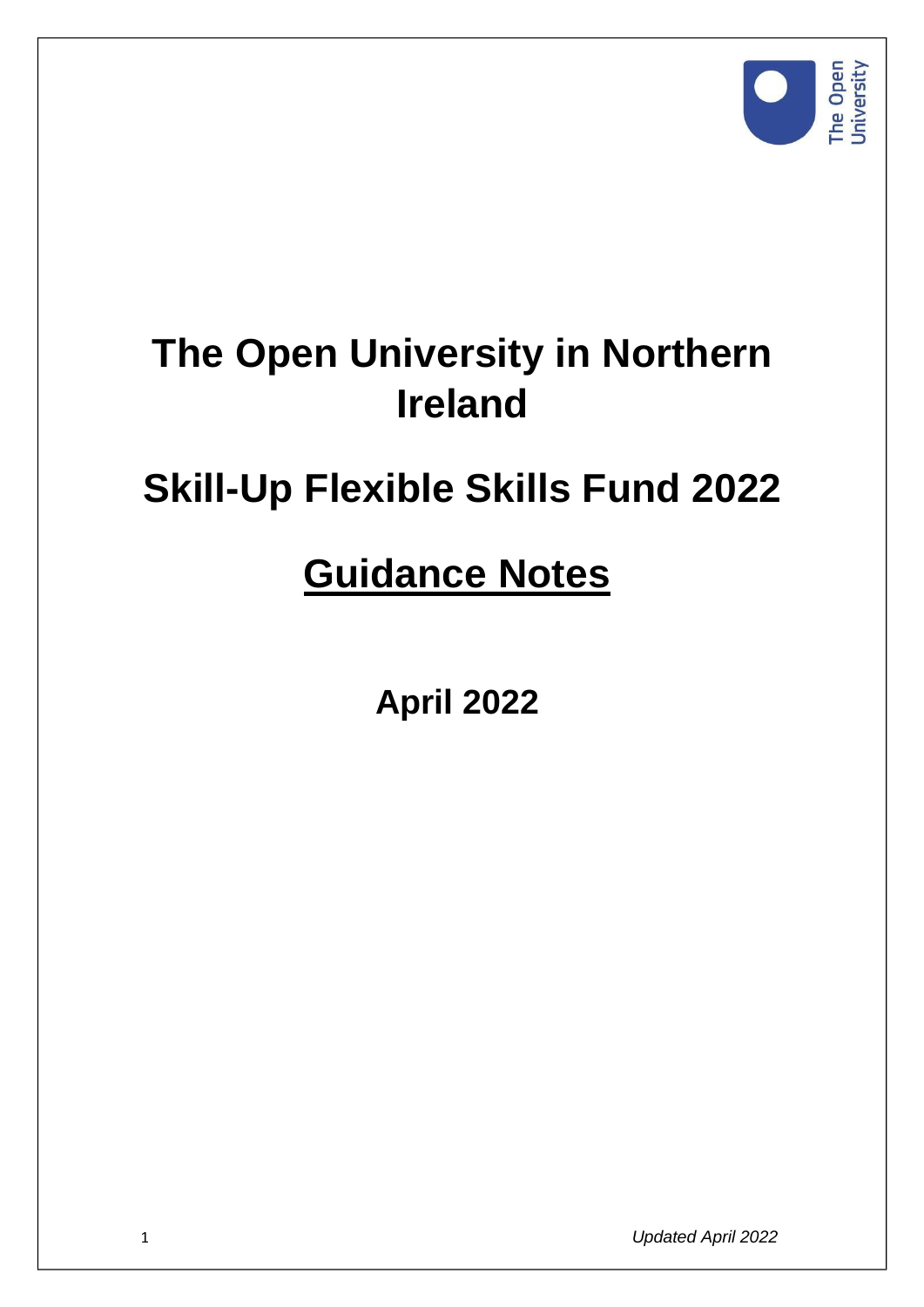# The Open University in Northern Ireland

# Skill-Up Flexible Skills Fund 2022

## Guidance Notes

**April 2022**

*Updated April 2022*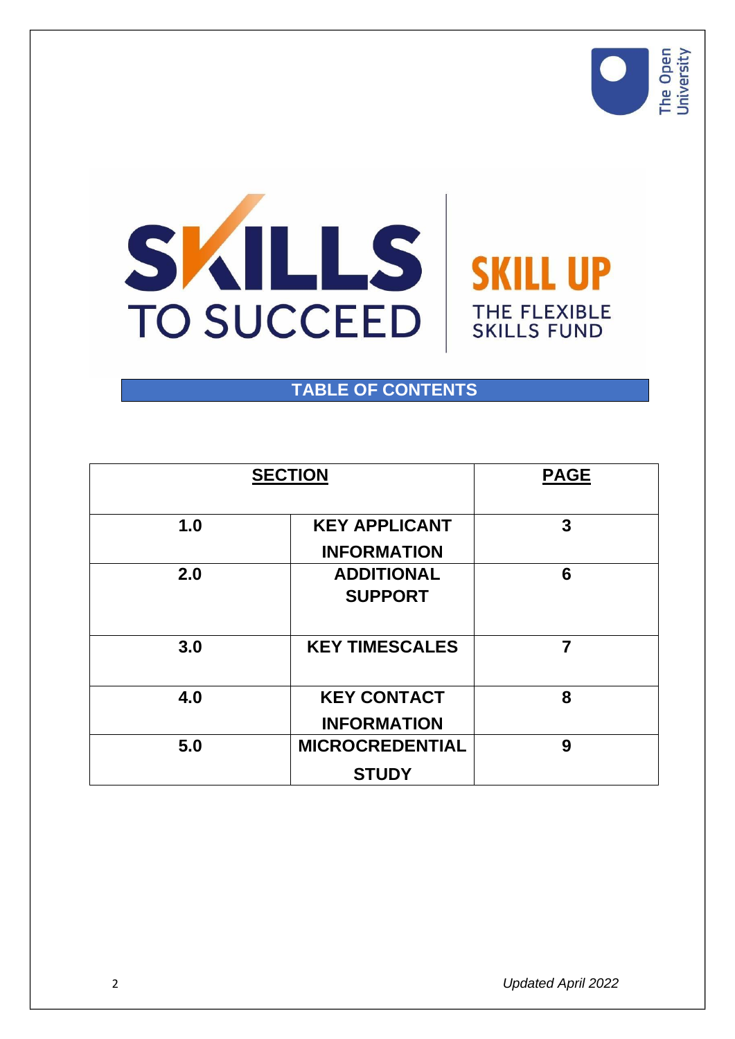# TABLE OF CONTENTS

| SECTION | | PAGE |
|---|---|---|
| 1.0 | KEY APPLICANT INFORMATION | 3 |
| 2.0 | ADDITIONAL SUPPORT | 6 |
| 3.0 | KEY TIMESCALES | 7 |
| 4.0 | KEY CONTACT INFORMATION | 8 |
| 5.0 | MICROCREDENTIAL STUDY | 9 |

*Updated April 2022*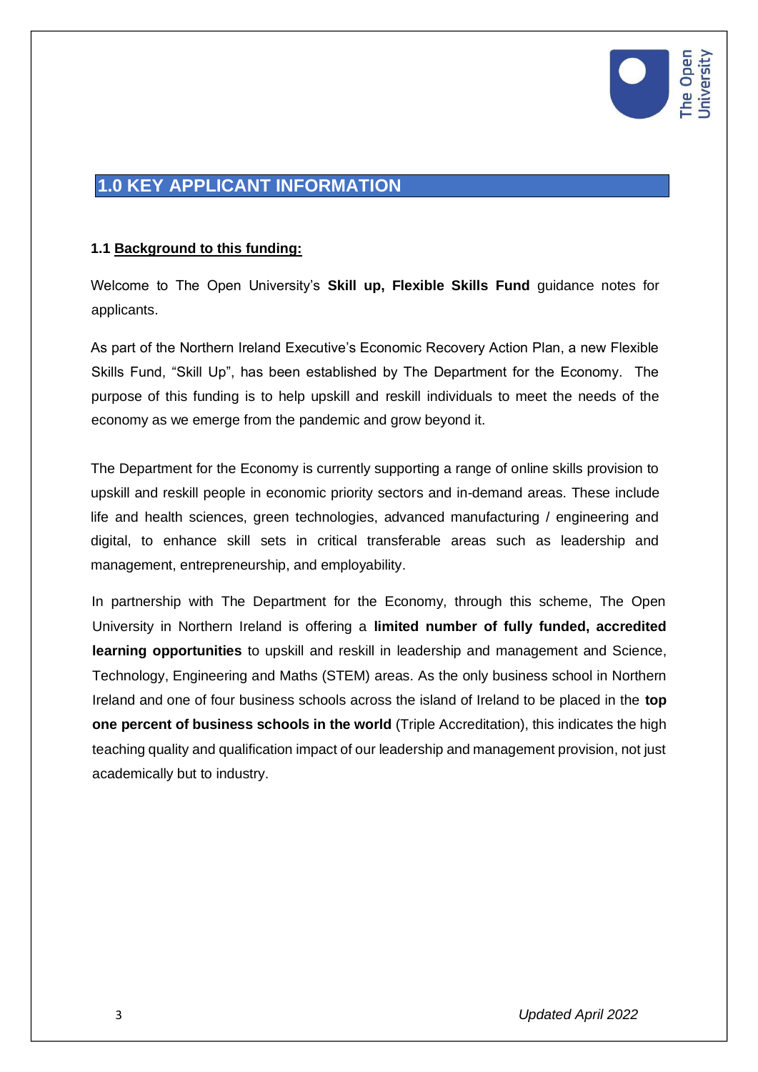## 1.0 KEY APPLICANT INFORMATION

### 1.1 Background to this funding:

Welcome to The Open University's **Skill up, Flexible Skills Fund** guidance notes for applicants.

As part of the Northern Ireland Executive's Economic Recovery Action Plan, a new Flexible Skills Fund, "Skill Up", has been established by The Department for the Economy. The purpose of this funding is to help upskill and reskill individuals to meet the needs of the economy as we emerge from the pandemic and grow beyond it.

The Department for the Economy is currently supporting a range of online skills provision to upskill and reskill people in economic priority sectors and in-demand areas. These include life and health sciences, green technologies, advanced manufacturing / engineering and digital, to enhance skill sets in critical transferable areas such as leadership and management, entrepreneurship, and employability.

In partnership with The Department for the Economy, through this scheme, The Open University in Northern Ireland is offering a **limited number of fully funded, accredited learning opportunities** to upskill and reskill in leadership and management and Science, Technology, Engineering and Maths (STEM) areas. As the only business school in Northern Ireland and one of four business schools across the island of Ireland to be placed in the **top one percent of business schools in the world** (Triple Accreditation), this indicates the high teaching quality and qualification impact of our leadership and management provision, not just academically but to industry.

*Updated April 2022*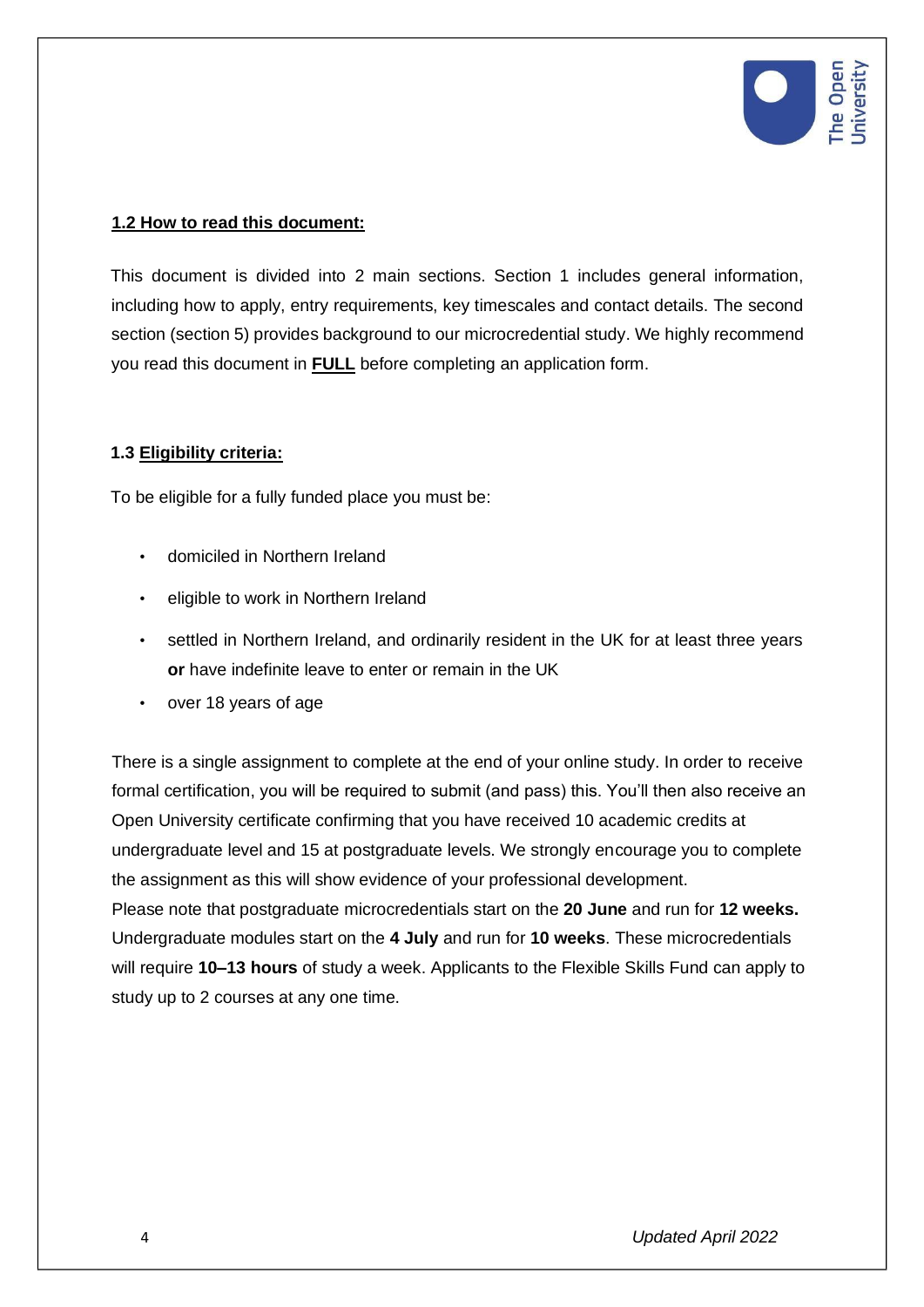## 1.2 How to read this document:

This document is divided into 2 main sections. Section 1 includes general information, including how to apply, entry requirements, key timescales and contact details. The second section (section 5) provides background to our microcredential study. We highly recommend you read this document in **FULL** before completing an application form.

## 1.3 Eligibility criteria:

To be eligible for a fully funded place you must be:

- domiciled in Northern Ireland
- eligible to work in Northern Ireland
- settled in Northern Ireland, and ordinarily resident in the UK for at least three years **or** have indefinite leave to enter or remain in the UK
- over 18 years of age

There is a single assignment to complete at the end of your online study. In order to receive formal certification, you will be required to submit (and pass) this. You'll then also receive an Open University certificate confirming that you have received 10 academic credits at undergraduate level and 15 at postgraduate levels. We strongly encourage you to complete the assignment as this will show evidence of your professional development.
Please note that postgraduate microcredentials start on the **20 June** and run for **12 weeks.** Undergraduate modules start on the **4 July** and run for **10 weeks**. These microcredentials will require **10–13 hours** of study a week. Applicants to the Flexible Skills Fund can apply to study up to 2 courses at any one time.

*Updated April 2022*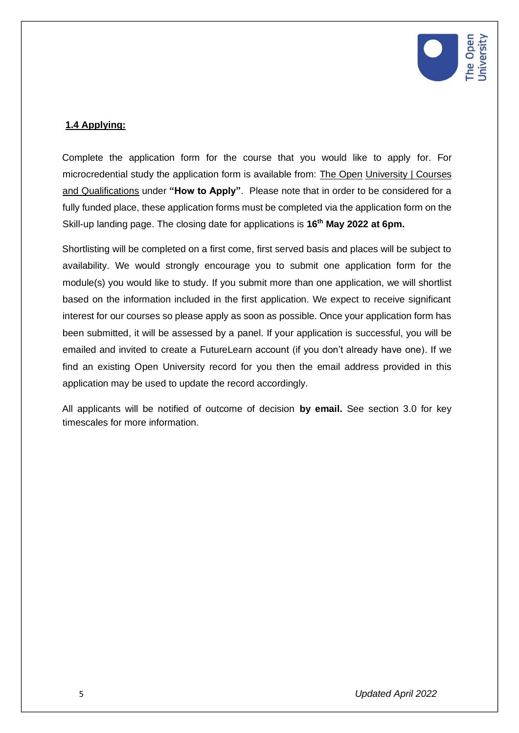## 1.4 Applying:

Complete the application form for the course that you would like to apply for. For microcredential study the application form is available from: The Open University | Courses and Qualifications under **"How to Apply"**. Please note that in order to be considered for a fully funded place, these application forms must be completed via the application form on the Skill-up landing page. The closing date for applications is **16th May 2022 at 6pm.**

Shortlisting will be completed on a first come, first served basis and places will be subject to availability. We would strongly encourage you to submit one application form for the module(s) you would like to study. If you submit more than one application, we will shortlist based on the information included in the first application. We expect to receive significant interest for our courses so please apply as soon as possible. Once your application form has been submitted, it will be assessed by a panel. If your application is successful, you will be emailed and invited to create a FutureLearn account (if you don't already have one). If we find an existing Open University record for you then the email address provided in this application may be used to update the record accordingly.

All applicants will be notified of outcome of decision **by email.** See section 3.0 for key timescales for more information.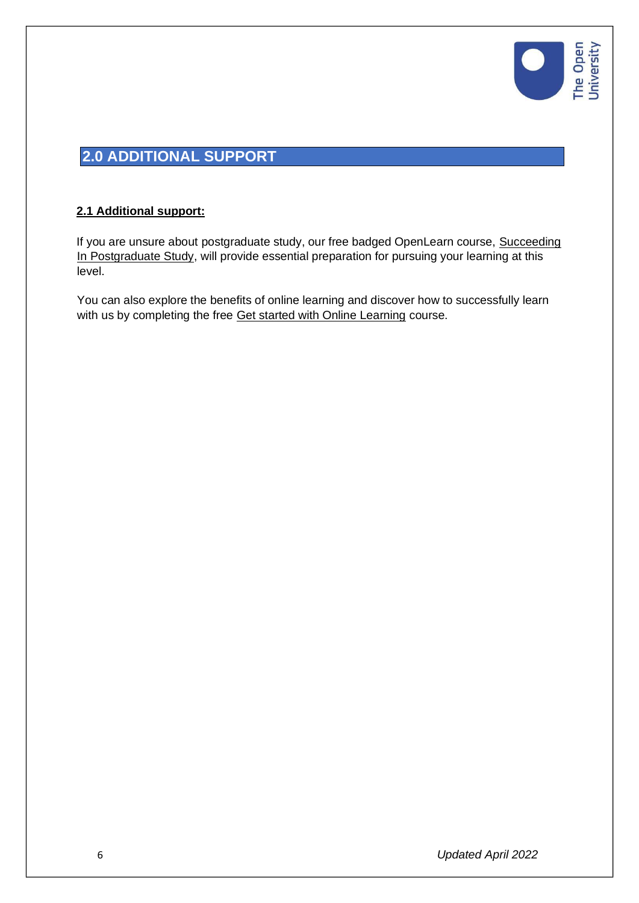## 2.0 ADDITIONAL SUPPORT

### 2.1 Additional support:

If you are unsure about postgraduate study, our free badged OpenLearn course, Succeeding In Postgraduate Study, will provide essential preparation for pursuing your learning at this level.

You can also explore the benefits of online learning and discover how to successfully learn with us by completing the free Get started with Online Learning course.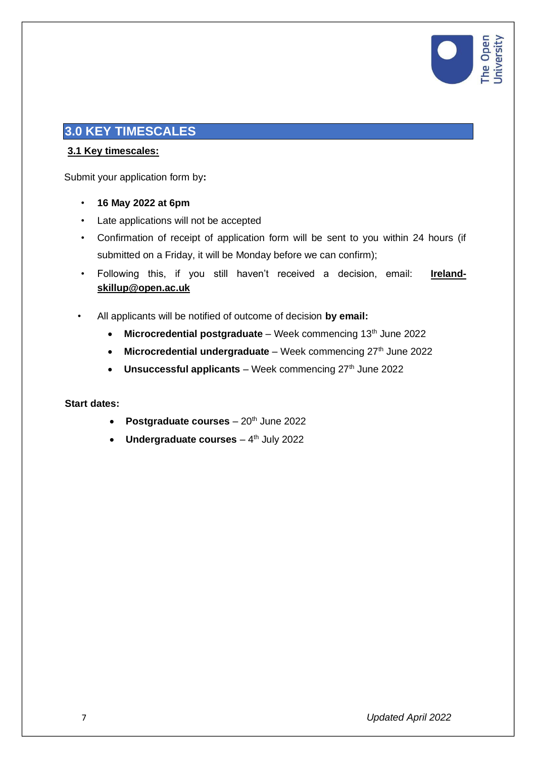## 3.0 KEY TIMESCALES

### 3.1 Key timescales:

Submit your application form by**:**

- **16 May 2022 at 6pm**
- Late applications will not be accepted
- Confirmation of receipt of application form will be sent to you within 24 hours (if submitted on a Friday, it will be Monday before we can confirm);
- Following this, if you still haven't received a decision, email: **Ireland-skillup@open.ac.uk**

- All applicants will be notified of outcome of decision **by email:**
    - **Microcredential postgraduate** – Week commencing 13th June 2022
    - **Microcredential undergraduate** – Week commencing 27th June 2022
    - **Unsuccessful applicants** – Week commencing 27th June 2022

**Start dates:**

- **Postgraduate courses** – 20th June 2022
- **Undergraduate courses** – 4th July 2022

*Updated April 2022*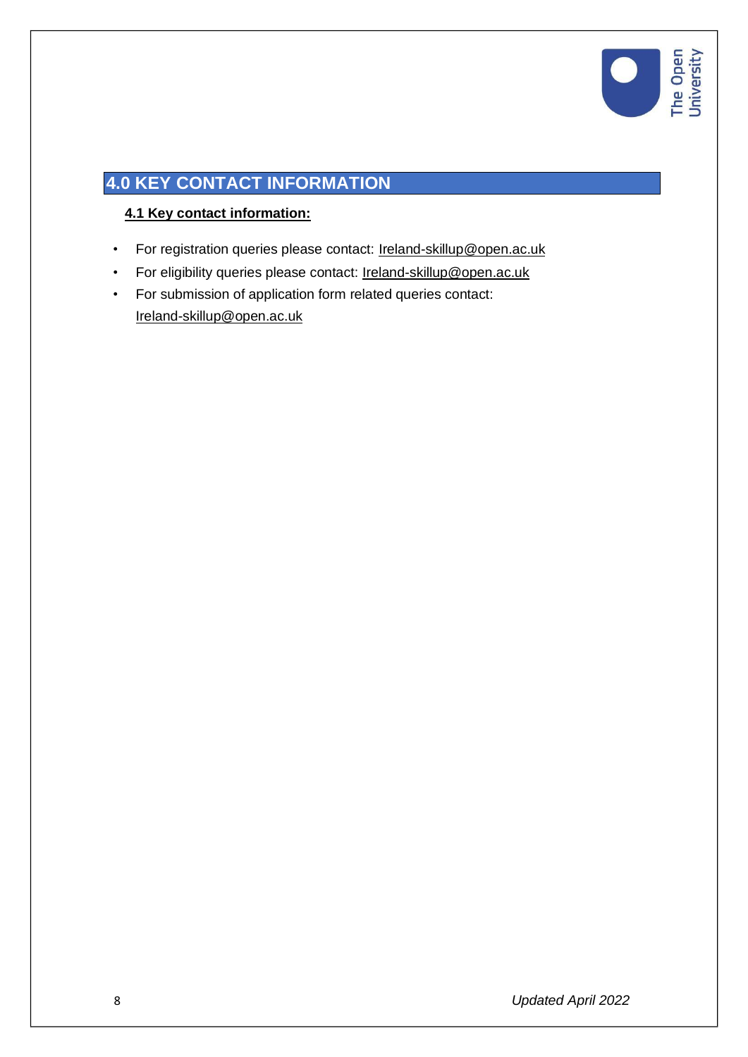# 4.0 KEY CONTACT INFORMATION

## 4.1 Key contact information:

- For registration queries please contact: Ireland-skillup@open.ac.uk
- For eligibility queries please contact: Ireland-skillup@open.ac.uk
- For submission of application form related queries contact: Ireland-skillup@open.ac.uk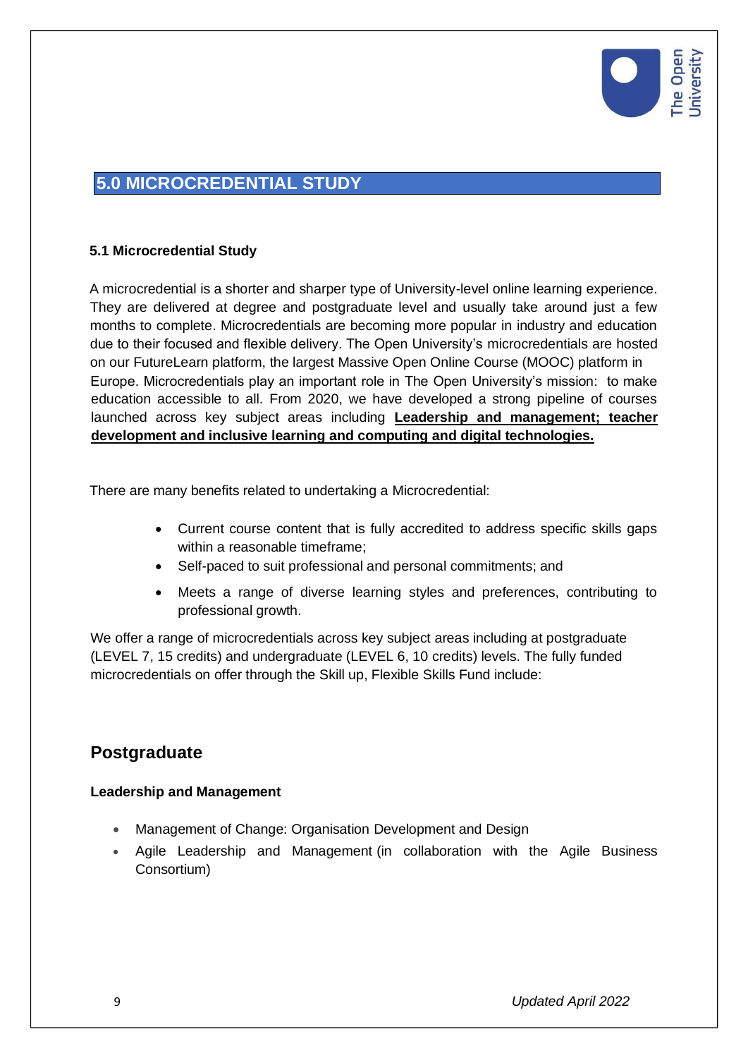## 5.0 MICROCREDENTIAL STUDY

### 5.1 Microcredential Study

A microcredential is a shorter and sharper type of University-level online learning experience. They are delivered at degree and postgraduate level and usually take around just a few months to complete. Microcredentials are becoming more popular in industry and education due to their focused and flexible delivery. The Open University's microcredentials are hosted on our FutureLearn platform, the largest Massive Open Online Course (MOOC) platform in Europe. Microcredentials play an important role in The Open University's mission: to make education accessible to all. From 2020, we have developed a strong pipeline of courses launched across key subject areas including **Leadership and management; teacher development and inclusive learning and computing and digital technologies.**

There are many benefits related to undertaking a Microcredential:

- Current course content that is fully accredited to address specific skills gaps within a reasonable timeframe;
- Self-paced to suit professional and personal commitments; and
- Meets a range of diverse learning styles and preferences, contributing to professional growth.

We offer a range of microcredentials across key subject areas including at postgraduate (LEVEL 7, 15 credits) and undergraduate (LEVEL 6, 10 credits) levels. The fully funded microcredentials on offer through the Skill up, Flexible Skills Fund include:

## Postgraduate

**Leadership and Management**

- Management of Change: Organisation Development and Design
- Agile Leadership and Management (in collaboration with the Agile Business Consortium)

*Updated April 2022*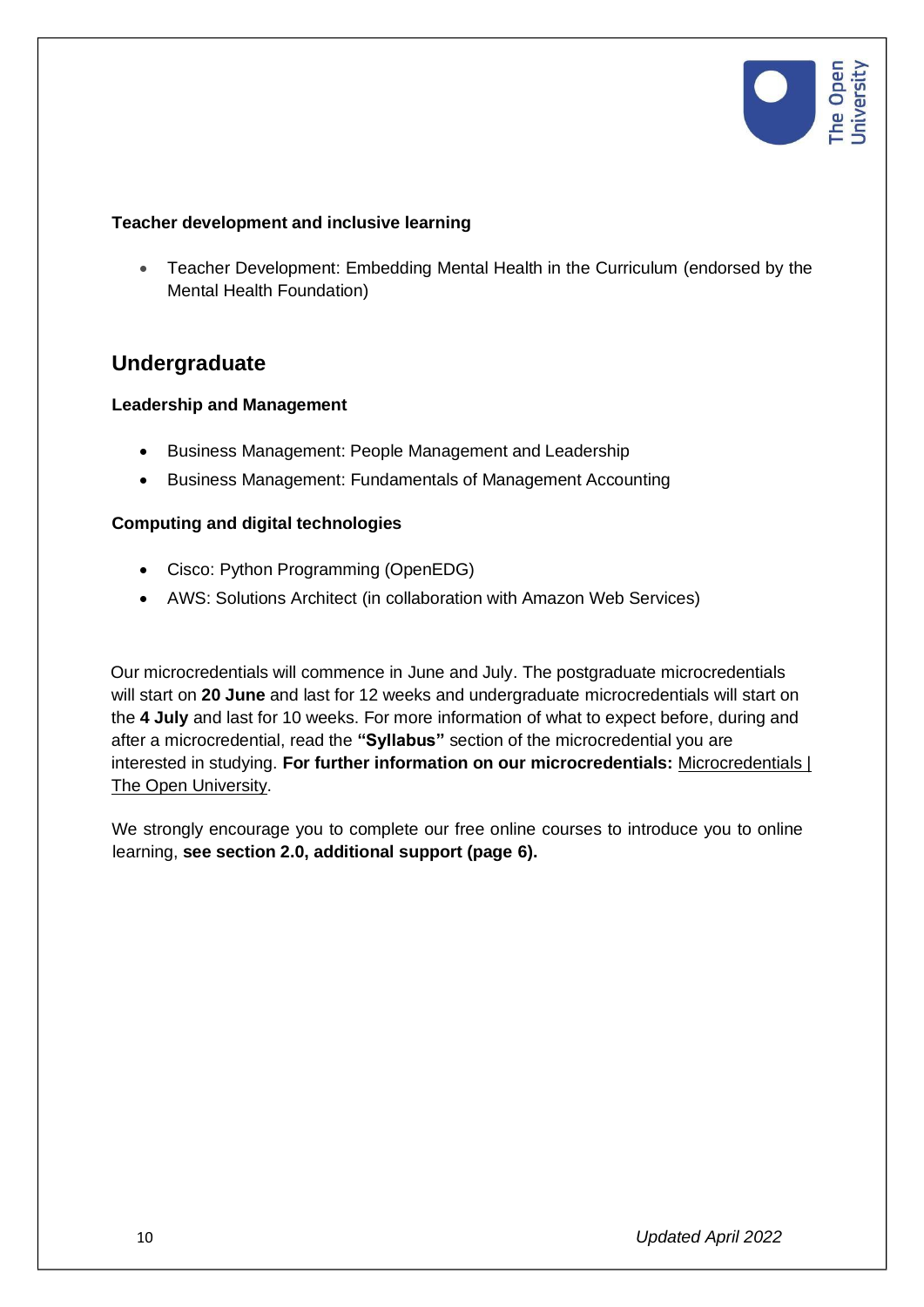**Teacher development and inclusive learning**

- Teacher Development: Embedding Mental Health in the Curriculum (endorsed by the Mental Health Foundation)

## Undergraduate

**Leadership and Management**

- Business Management: People Management and Leadership
- Business Management: Fundamentals of Management Accounting

**Computing and digital technologies**

- Cisco: Python Programming (OpenEDG)
- AWS: Solutions Architect (in collaboration with Amazon Web Services)

Our microcredentials will commence in June and July. The postgraduate microcredentials will start on **20 June** and last for 12 weeks and undergraduate microcredentials will start on the **4 July** and last for 10 weeks. For more information of what to expect before, during and after a microcredential, read the **"Syllabus"** section of the microcredential you are interested in studying. **For further information on our microcredentials:** Microcredentials | The Open University.

We strongly encourage you to complete our free online courses to introduce you to online learning, **see section 2.0, additional support (page 6).**